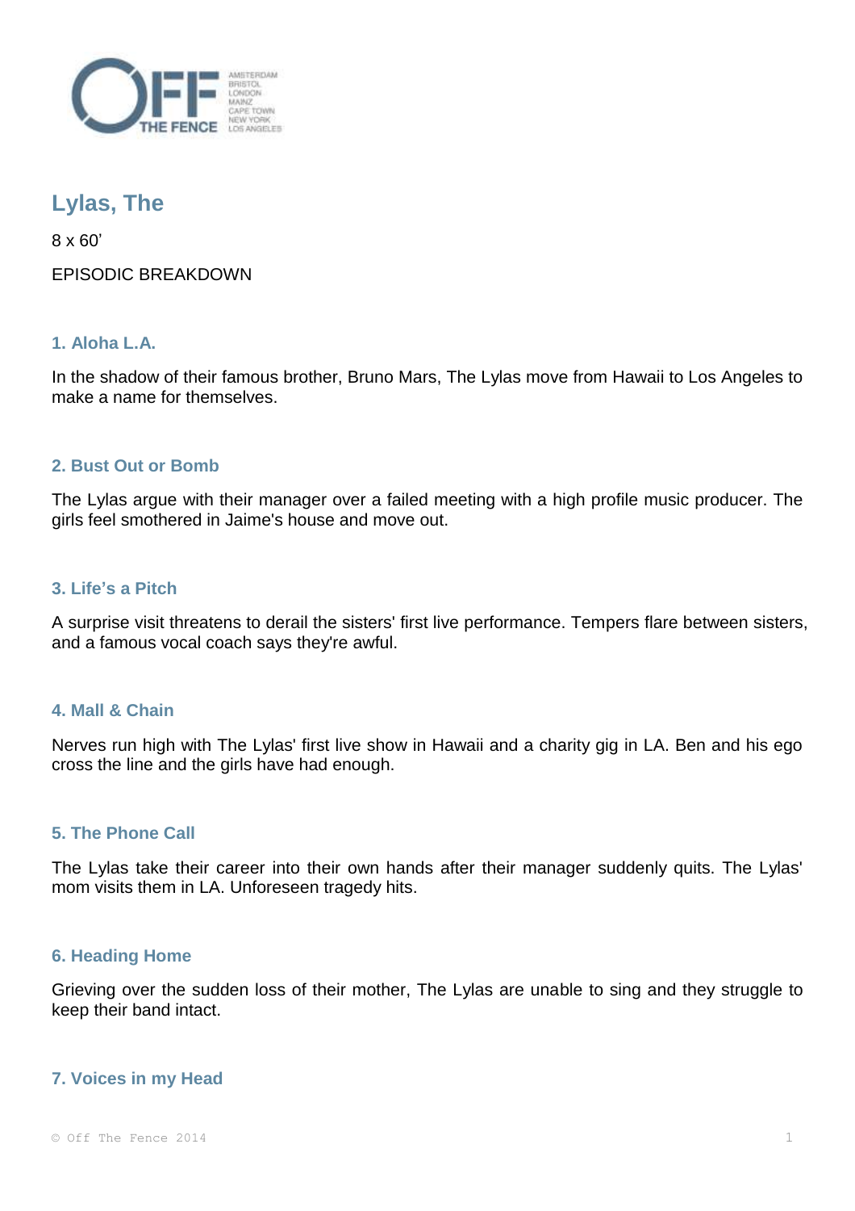# Lylas, The

8 x 60'

EPISODIC BREAKDOWN

### 1. Aloha L.A.

In the shadow of their famous brother, Bruno Mars, The Lylas move from Hawaii to Los Angeles to make a name for themselves.

### 2. Bust Out or Bomb

The Lylas argue with their manager over a failed meeting with a high profile music producer. The girls feel smothered in Jaime's house and move out.

### 3. Life's a Pitch

A surprise visit threatens to derail the sisters' first live performance. Tempers flare between sisters, and a famous vocal coach says they're awful.

### 4. Mall & Chain

Nerves run high with The Lylas' first live show in Hawaii and a charity gig in LA. Ben and his ego cross the line and the girls have had enough.

### 5. The Phone Call

The Lylas take their career into their own hands after their manager suddenly quits. The Lylas' mom visits them in LA. Unforeseen tragedy hits.

### 6. Heading Home

Grieving over the sudden loss of their mother, The Lylas are unable to sing and they struggle to keep their band intact.

### 7. Voices in my Head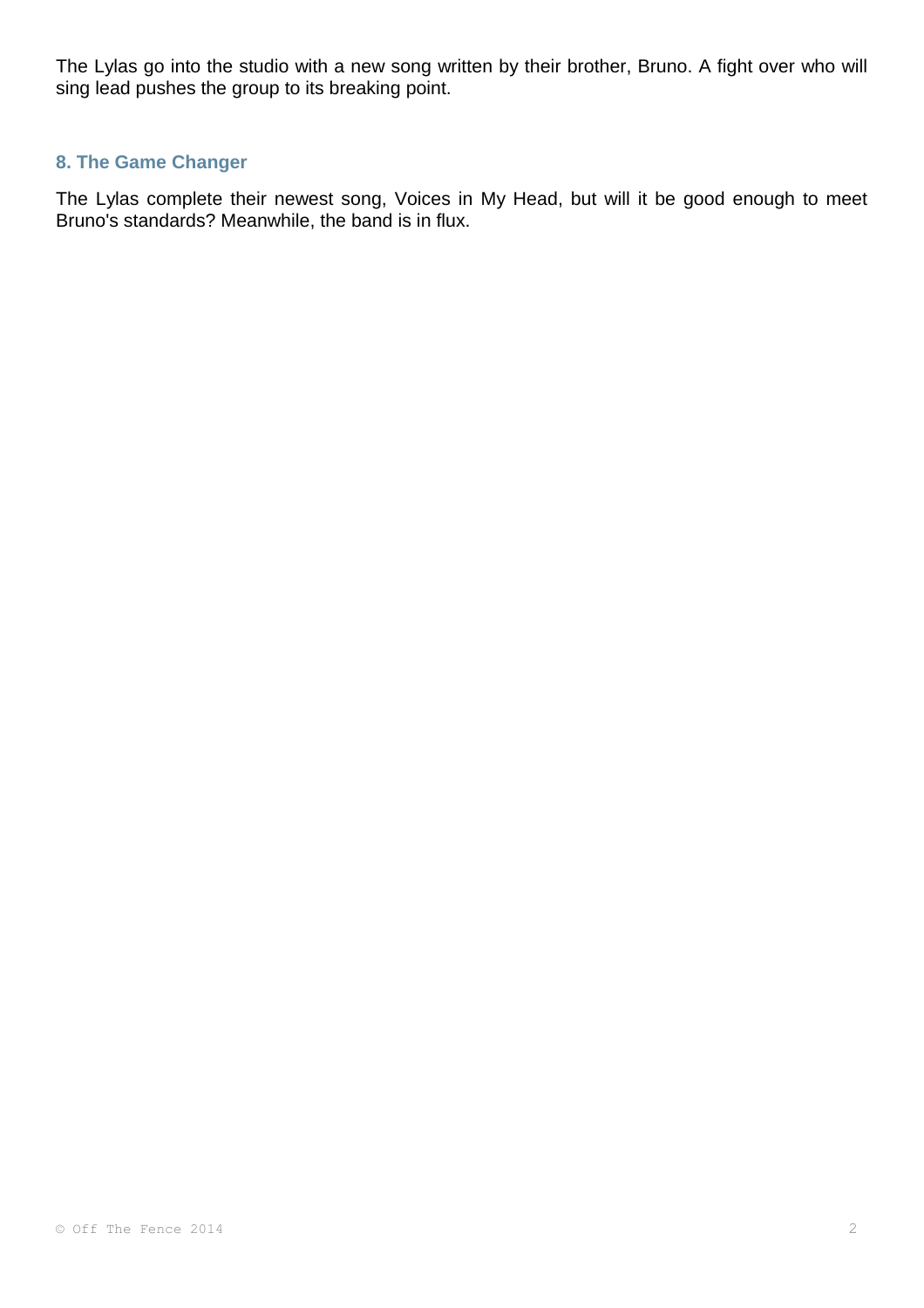The Lylas go into the studio with a new song written by their brother, Bruno. A fight over who will sing lead pushes the group to its breaking point.

### 8. The Game Changer

The Lylas complete their newest song, Voices in My Head, but will it be good enough to meet Bruno's standards? Meanwhile, the band is in flux.